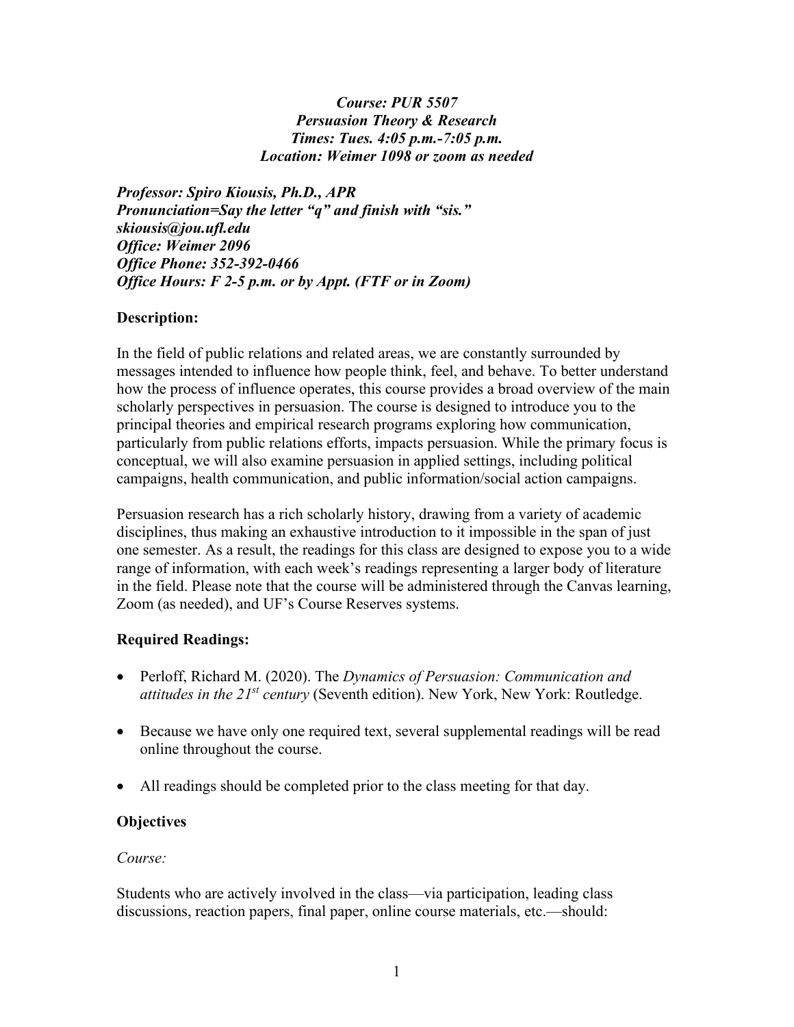***Course: PUR 5507***
***Persuasion Theory & Research***
***Times: Tues. 4:05 p.m.-7:05 p.m.***
***Location: Weimer 1098 or zoom as needed***

***Professor: Spiro Kiousis, Ph.D., APR***
***Pronunciation=Say the letter "q" and finish with "sis."***
***skiousis@jou.ufl.edu***
***Office: Weimer 2096***
***Office Phone: 352-392-0466***
***Office Hours: F 2-5 p.m. or by Appt. (FTF or in Zoom)***

**Description:**

In the field of public relations and related areas, we are constantly surrounded by messages intended to influence how people think, feel, and behave. To better understand how the process of influence operates, this course provides a broad overview of the main scholarly perspectives in persuasion. The course is designed to introduce you to the principal theories and empirical research programs exploring how communication, particularly from public relations efforts, impacts persuasion. While the primary focus is conceptual, we will also examine persuasion in applied settings, including political campaigns, health communication, and public information/social action campaigns.

Persuasion research has a rich scholarly history, drawing from a variety of academic disciplines, thus making an exhaustive introduction to it impossible in the span of just one semester. As a result, the readings for this class are designed to expose you to a wide range of information, with each week's readings representing a larger body of literature in the field. Please note that the course will be administered through the Canvas learning, Zoom (as needed), and UF's Course Reserves systems.

**Required Readings:**

- Perloff, Richard M. (2020). The *Dynamics of Persuasion: Communication and attitudes in the 21st century* (Seventh edition). New York, New York: Routledge.
- Because we have only one required text, several supplemental readings will be read online throughout the course.
- All readings should be completed prior to the class meeting for that day.

**Objectives**

*Course:*

Students who are actively involved in the class—via participation, leading class discussions, reaction papers, final paper, online course materials, etc.—should: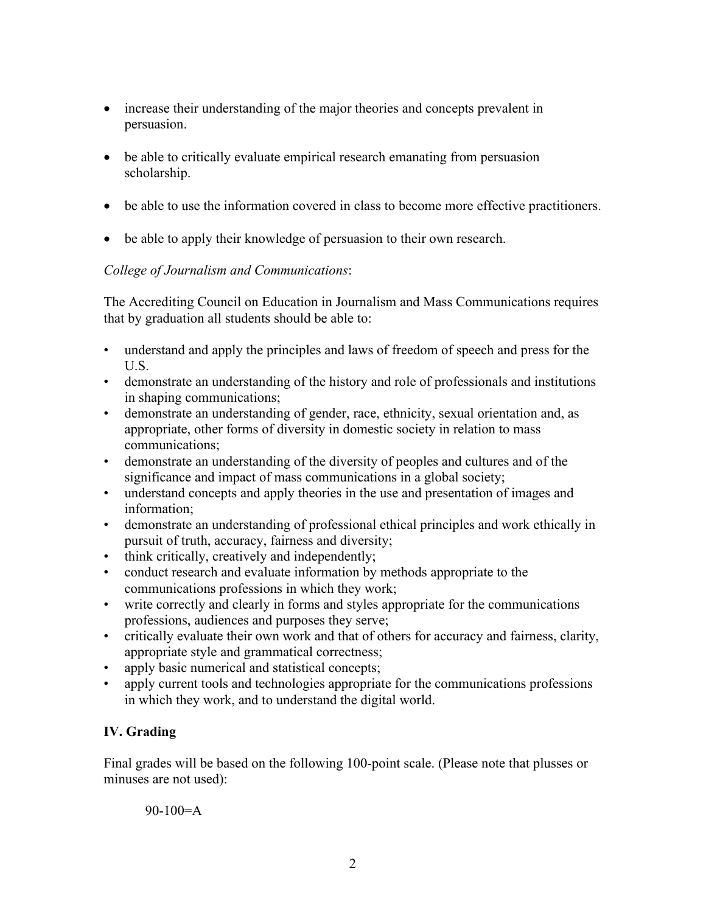- increase their understanding of the major theories and concepts prevalent in persuasion.

- be able to critically evaluate empirical research emanating from persuasion scholarship.

- be able to use the information covered in class to become more effective practitioners.

- be able to apply their knowledge of persuasion to their own research.

*College of Journalism and Communications*:

The Accrediting Council on Education in Journalism and Mass Communications requires that by graduation all students should be able to:

- understand and apply the principles and laws of freedom of speech and press for the U.S.
- demonstrate an understanding of the history and role of professionals and institutions in shaping communications;
- demonstrate an understanding of gender, race, ethnicity, sexual orientation and, as appropriate, other forms of diversity in domestic society in relation to mass communications;
- demonstrate an understanding of the diversity of peoples and cultures and of the significance and impact of mass communications in a global society;
- understand concepts and apply theories in the use and presentation of images and information;
- demonstrate an understanding of professional ethical principles and work ethically in pursuit of truth, accuracy, fairness and diversity;
- think critically, creatively and independently;
- conduct research and evaluate information by methods appropriate to the communications professions in which they work;
- write correctly and clearly in forms and styles appropriate for the communications professions, audiences and purposes they serve;
- critically evaluate their own work and that of others for accuracy and fairness, clarity, appropriate style and grammatical correctness;
- apply basic numerical and statistical concepts;
- apply current tools and technologies appropriate for the communications professions in which they work, and to understand the digital world.

## IV. Grading

Final grades will be based on the following 100-point scale. (Please note that plusses or minuses are not used):

90-100=A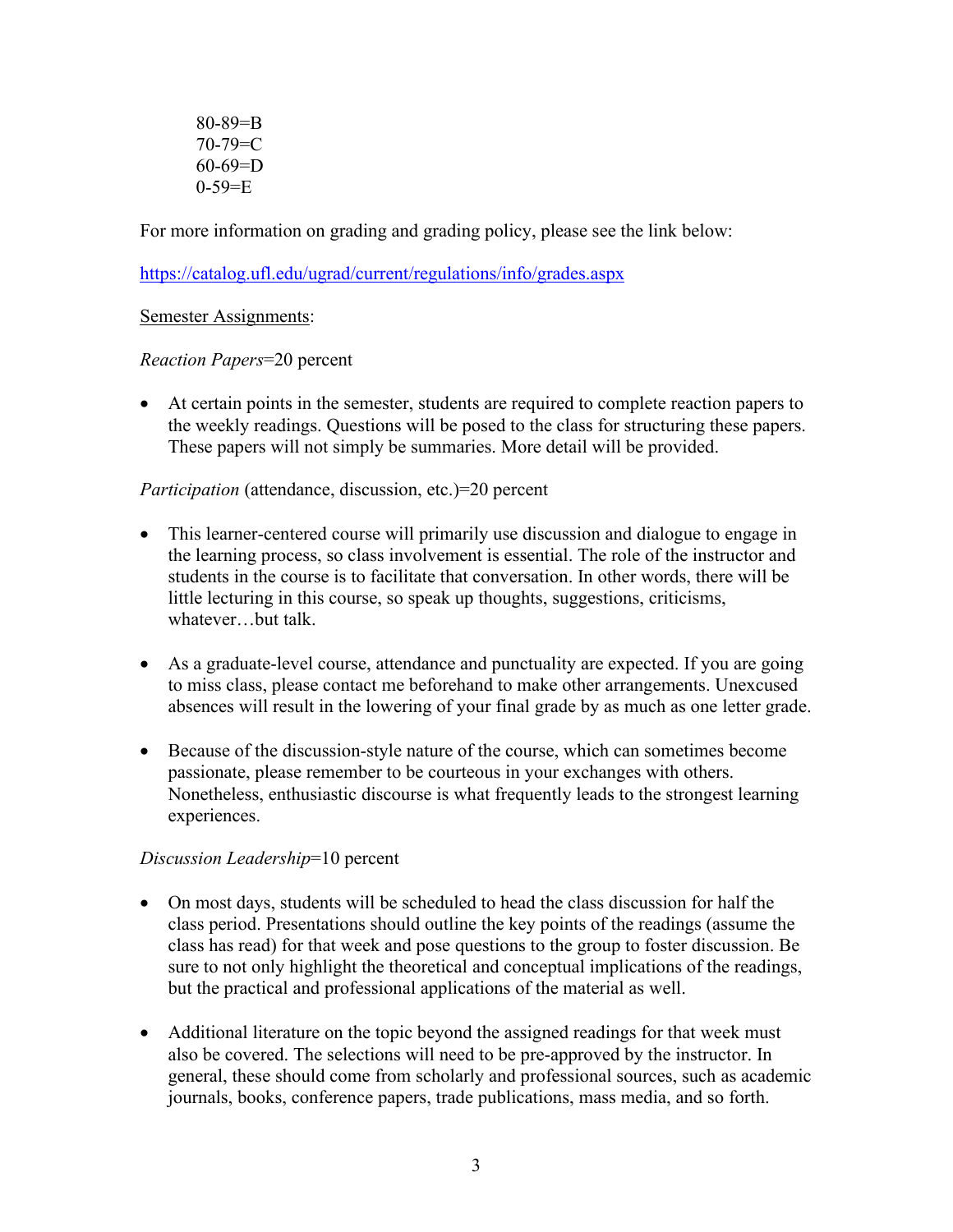80-89=B  
70-79=C  
60-69=D  
0-59=E

For more information on grading and grading policy, please see the link below:

https://catalog.ufl.edu/ugrad/current/regulations/info/grades.aspx

Semester Assignments:

*Reaction Papers*=20 percent

- At certain points in the semester, students are required to complete reaction papers to the weekly readings. Questions will be posed to the class for structuring these papers. These papers will not simply be summaries. More detail will be provided.

*Participation* (attendance, discussion, etc.)=20 percent

- This learner-centered course will primarily use discussion and dialogue to engage in the learning process, so class involvement is essential. The role of the instructor and students in the course is to facilitate that conversation. In other words, there will be little lecturing in this course, so speak up thoughts, suggestions, criticisms, whatever…but talk.

- As a graduate-level course, attendance and punctuality are expected. If you are going to miss class, please contact me beforehand to make other arrangements. Unexcused absences will result in the lowering of your final grade by as much as one letter grade.

- Because of the discussion-style nature of the course, which can sometimes become passionate, please remember to be courteous in your exchanges with others. Nonetheless, enthusiastic discourse is what frequently leads to the strongest learning experiences.

*Discussion Leadership*=10 percent

- On most days, students will be scheduled to head the class discussion for half the class period. Presentations should outline the key points of the readings (assume the class has read) for that week and pose questions to the group to foster discussion. Be sure to not only highlight the theoretical and conceptual implications of the readings, but the practical and professional applications of the material as well.

- Additional literature on the topic beyond the assigned readings for that week must also be covered. The selections will need to be pre-approved by the instructor. In general, these should come from scholarly and professional sources, such as academic journals, books, conference papers, trade publications, mass media, and so forth.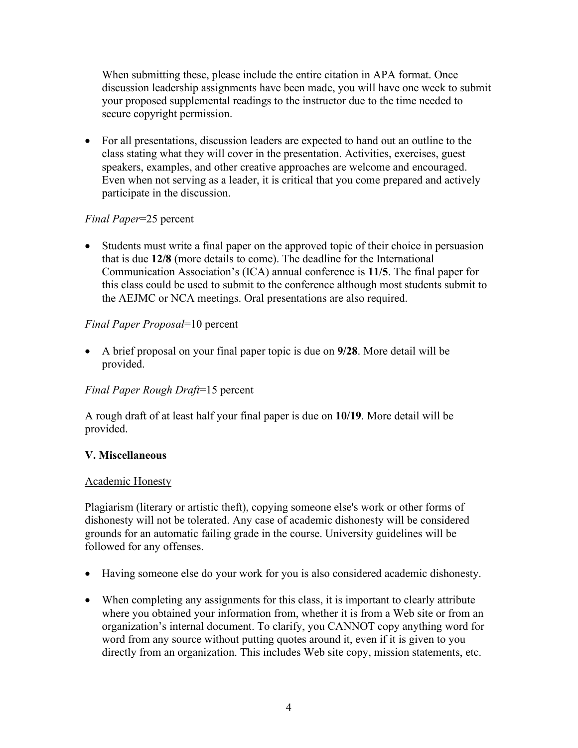When submitting these, please include the entire citation in APA format. Once discussion leadership assignments have been made, you will have one week to submit your proposed supplemental readings to the instructor due to the time needed to secure copyright permission.

- For all presentations, discussion leaders are expected to hand out an outline to the class stating what they will cover in the presentation. Activities, exercises, guest speakers, examples, and other creative approaches are welcome and encouraged. Even when not serving as a leader, it is critical that you come prepared and actively participate in the discussion.

*Final Paper*=25 percent

- Students must write a final paper on the approved topic of their choice in persuasion that is due **12/8** (more details to come). The deadline for the International Communication Association's (ICA) annual conference is **11/5**. The final paper for this class could be used to submit to the conference although most students submit to the AEJMC or NCA meetings. Oral presentations are also required.

*Final Paper Proposal*=10 percent

- A brief proposal on your final paper topic is due on **9/28**. More detail will be provided.

*Final Paper Rough Draft*=15 percent

A rough draft of at least half your final paper is due on **10/19**. More detail will be provided.

## V. Miscellaneous

<u>Academic Honesty</u>

Plagiarism (literary or artistic theft), copying someone else's work or other forms of dishonesty will not be tolerated. Any case of academic dishonesty will be considered grounds for an automatic failing grade in the course. University guidelines will be followed for any offenses.

- Having someone else do your work for you is also considered academic dishonesty.

- When completing any assignments for this class, it is important to clearly attribute where you obtained your information from, whether it is from a Web site or from an organization's internal document. To clarify, you CANNOT copy anything word for word from any source without putting quotes around it, even if it is given to you directly from an organization. This includes Web site copy, mission statements, etc.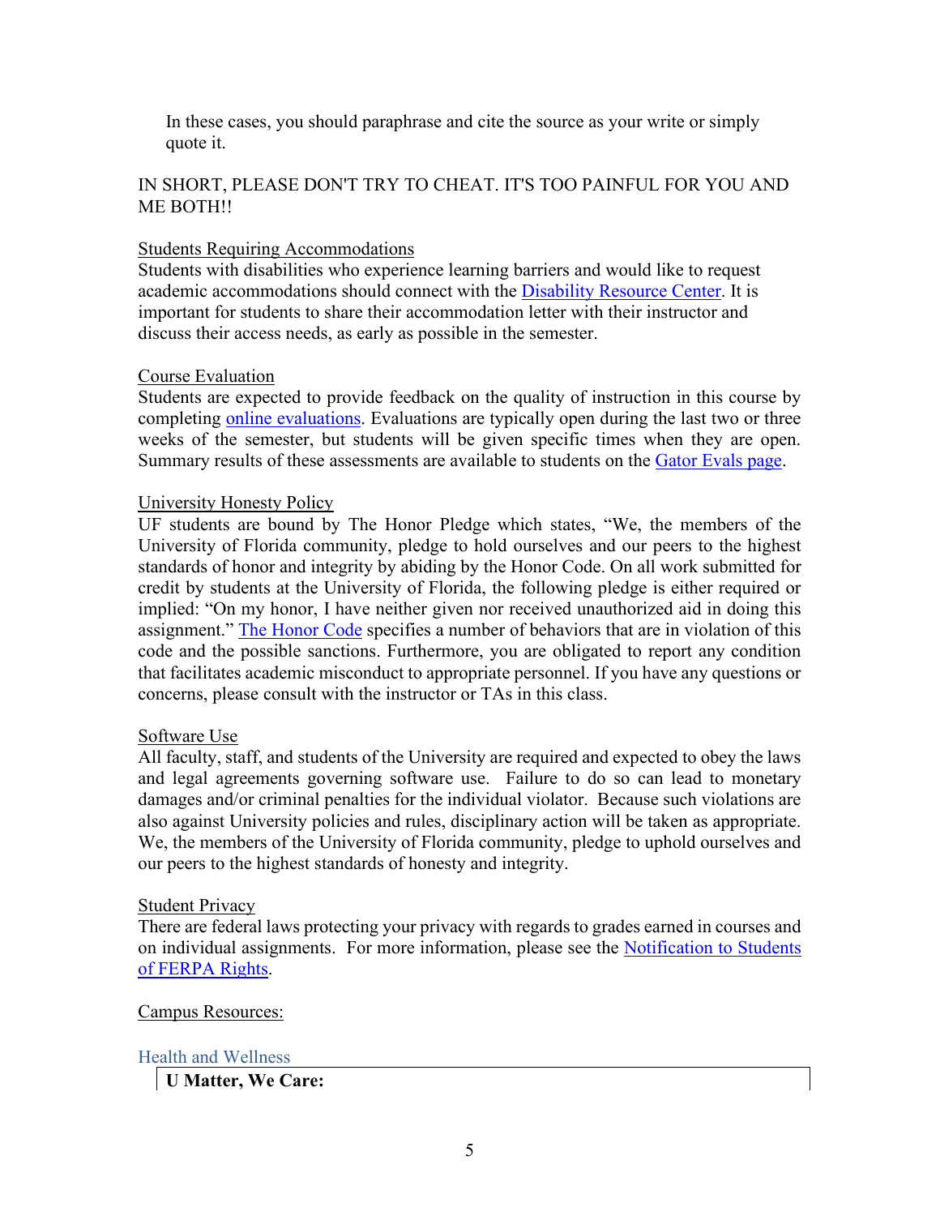In these cases, you should paraphrase and cite the source as your write or simply quote it.

IN SHORT, PLEASE DON'T TRY TO CHEAT. IT'S TOO PAINFUL FOR YOU AND ME BOTH!!

Students Requiring Accommodations

Students with disabilities who experience learning barriers and would like to request academic accommodations should connect with the Disability Resource Center. It is important for students to share their accommodation letter with their instructor and discuss their access needs, as early as possible in the semester.

Course Evaluation

Students are expected to provide feedback on the quality of instruction in this course by completing online evaluations. Evaluations are typically open during the last two or three weeks of the semester, but students will be given specific times when they are open. Summary results of these assessments are available to students on the Gator Evals page.

University Honesty Policy

UF students are bound by The Honor Pledge which states, "We, the members of the University of Florida community, pledge to hold ourselves and our peers to the highest standards of honor and integrity by abiding by the Honor Code. On all work submitted for credit by students at the University of Florida, the following pledge is either required or implied: "On my honor, I have neither given nor received unauthorized aid in doing this assignment." The Honor Code specifies a number of behaviors that are in violation of this code and the possible sanctions. Furthermore, you are obligated to report any condition that facilitates academic misconduct to appropriate personnel. If you have any questions or concerns, please consult with the instructor or TAs in this class.

Software Use

All faculty, staff, and students of the University are required and expected to obey the laws and legal agreements governing software use. Failure to do so can lead to monetary damages and/or criminal penalties for the individual violator. Because such violations are also against University policies and rules, disciplinary action will be taken as appropriate. We, the members of the University of Florida community, pledge to uphold ourselves and our peers to the highest standards of honesty and integrity.

Student Privacy

There are federal laws protecting your privacy with regards to grades earned in courses and on individual assignments. For more information, please see the Notification to Students of FERPA Rights.

Campus Resources:

Health and Wellness

**U Matter, We Care:**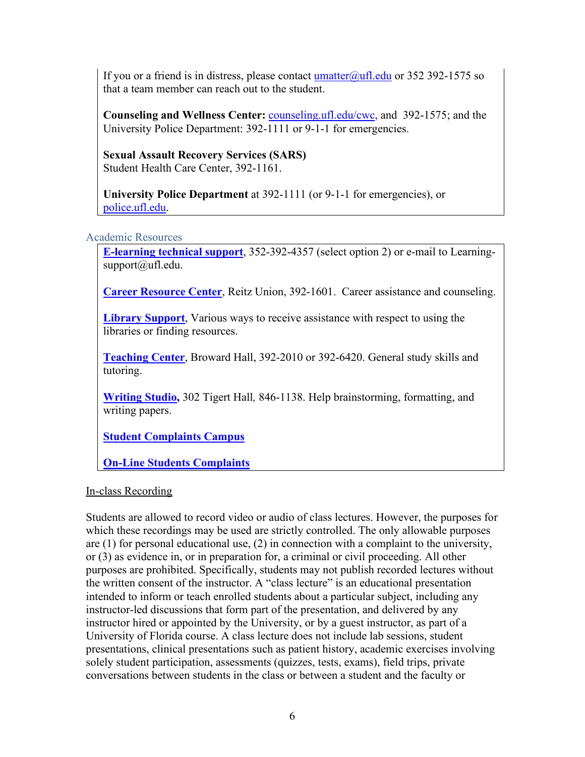If you or a friend is in distress, please contact umatter@ufl.edu or 352 392-1575 so that a team member can reach out to the student.

**Counseling and Wellness Center:** counseling.ufl.edu/cwc, and 392-1575; and the University Police Department: 392-1111 or 9-1-1 for emergencies.

**Sexual Assault Recovery Services (SARS)**
Student Health Care Center, 392-1161.

**University Police Department** at 392-1111 (or 9-1-1 for emergencies), or police.ufl.edu.

### Academic Resources

**E-learning technical support**, 352-392-4357 (select option 2) or e-mail to Learning-support@ufl.edu.

**Career Resource Center**, Reitz Union, 392-1601. Career assistance and counseling.

**Library Support**, Various ways to receive assistance with respect to using the libraries or finding resources.

**Teaching Center**, Broward Hall, 392-2010 or 392-6420. General study skills and tutoring.

**Writing Studio,** 302 Tigert Hall*,* 846-1138. Help brainstorming, formatting, and writing papers.

**Student Complaints Campus**

**On-Line Students Complaints**

In-class Recording

Students are allowed to record video or audio of class lectures. However, the purposes for which these recordings may be used are strictly controlled. The only allowable purposes are (1) for personal educational use, (2) in connection with a complaint to the university, or (3) as evidence in, or in preparation for, a criminal or civil proceeding. All other purposes are prohibited. Specifically, students may not publish recorded lectures without the written consent of the instructor. A "class lecture" is an educational presentation intended to inform or teach enrolled students about a particular subject, including any instructor-led discussions that form part of the presentation, and delivered by any instructor hired or appointed by the University, or by a guest instructor, as part of a University of Florida course. A class lecture does not include lab sessions, student presentations, clinical presentations such as patient history, academic exercises involving solely student participation, assessments (quizzes, tests, exams), field trips, private conversations between students in the class or between a student and the faculty or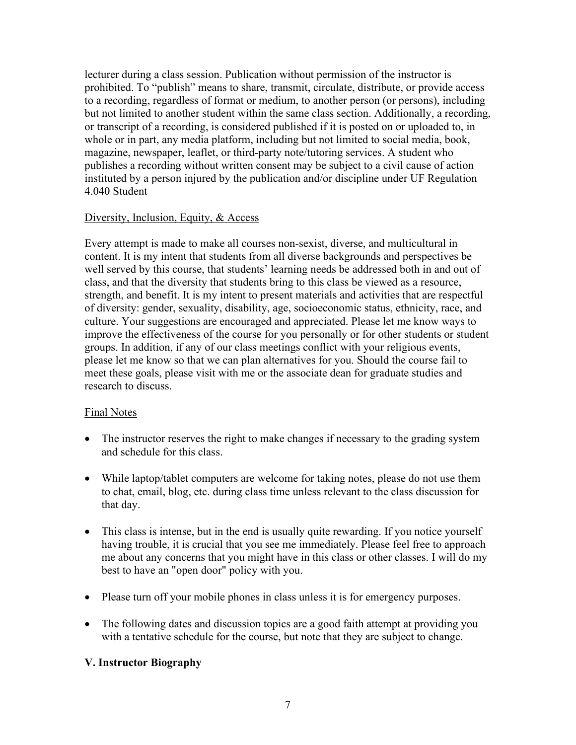lecturer during a class session. Publication without permission of the instructor is prohibited. To "publish" means to share, transmit, circulate, distribute, or provide access to a recording, regardless of format or medium, to another person (or persons), including but not limited to another student within the same class section. Additionally, a recording, or transcript of a recording, is considered published if it is posted on or uploaded to, in whole or in part, any media platform, including but not limited to social media, book, magazine, newspaper, leaflet, or third-party note/tutoring services. A student who publishes a recording without written consent may be subject to a civil cause of action instituted by a person injured by the publication and/or discipline under UF Regulation 4.040 Student

Diversity, Inclusion, Equity, & Access

Every attempt is made to make all courses non-sexist, diverse, and multicultural in content. It is my intent that students from all diverse backgrounds and perspectives be well served by this course, that students' learning needs be addressed both in and out of class, and that the diversity that students bring to this class be viewed as a resource, strength, and benefit. It is my intent to present materials and activities that are respectful of diversity: gender, sexuality, disability, age, socioeconomic status, ethnicity, race, and culture. Your suggestions are encouraged and appreciated. Please let me know ways to improve the effectiveness of the course for you personally or for other students or student groups. In addition, if any of our class meetings conflict with your religious events, please let me know so that we can plan alternatives for you. Should the course fail to meet these goals, please visit with me or the associate dean for graduate studies and research to discuss.

Final Notes

- The instructor reserves the right to make changes if necessary to the grading system and schedule for this class.
- While laptop/tablet computers are welcome for taking notes, please do not use them to chat, email, blog, etc. during class time unless relevant to the class discussion for that day.
- This class is intense, but in the end is usually quite rewarding. If you notice yourself having trouble, it is crucial that you see me immediately. Please feel free to approach me about any concerns that you might have in this class or other classes. I will do my best to have an "open door" policy with you.
- Please turn off your mobile phones in class unless it is for emergency purposes.
- The following dates and discussion topics are a good faith attempt at providing you with a tentative schedule for the course, but note that they are subject to change.

## V. Instructor Biography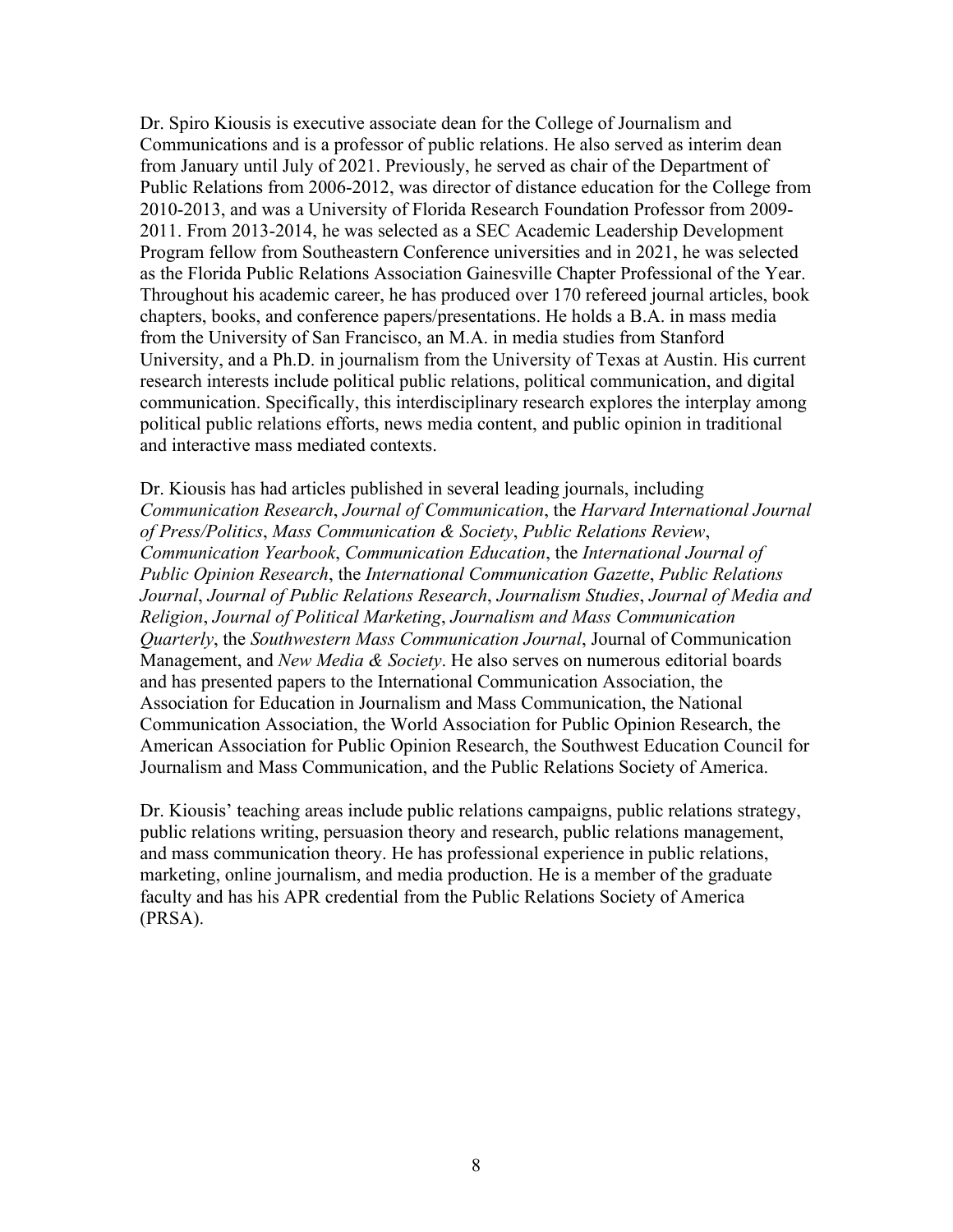Dr. Spiro Kiousis is executive associate dean for the College of Journalism and Communications and is a professor of public relations. He also served as interim dean from January until July of 2021. Previously, he served as chair of the Department of Public Relations from 2006-2012, was director of distance education for the College from 2010-2013, and was a University of Florida Research Foundation Professor from 2009-2011. From 2013-2014, he was selected as a SEC Academic Leadership Development Program fellow from Southeastern Conference universities and in 2021, he was selected as the Florida Public Relations Association Gainesville Chapter Professional of the Year. Throughout his academic career, he has produced over 170 refereed journal articles, book chapters, books, and conference papers/presentations. He holds a B.A. in mass media from the University of San Francisco, an M.A. in media studies from Stanford University, and a Ph.D. in journalism from the University of Texas at Austin. His current research interests include political public relations, political communication, and digital communication. Specifically, this interdisciplinary research explores the interplay among political public relations efforts, news media content, and public opinion in traditional and interactive mass mediated contexts.

Dr. Kiousis has had articles published in several leading journals, including *Communication Research*, *Journal of Communication*, the *Harvard International Journal of Press/Politics*, *Mass Communication & Society*, *Public Relations Review*, *Communication Yearbook*, *Communication Education*, the *International Journal of Public Opinion Research*, the *International Communication Gazette*, *Public Relations Journal*, *Journal of Public Relations Research*, *Journalism Studies*, *Journal of Media and Religion*, *Journal of Political Marketing*, *Journalism and Mass Communication Quarterly*, the *Southwestern Mass Communication Journal*, Journal of Communication Management, and *New Media & Society*. He also serves on numerous editorial boards and has presented papers to the International Communication Association, the Association for Education in Journalism and Mass Communication, the National Communication Association, the World Association for Public Opinion Research, the American Association for Public Opinion Research, the Southwest Education Council for Journalism and Mass Communication, and the Public Relations Society of America.

Dr. Kiousis' teaching areas include public relations campaigns, public relations strategy, public relations writing, persuasion theory and research, public relations management, and mass communication theory. He has professional experience in public relations, marketing, online journalism, and media production. He is a member of the graduate faculty and has his APR credential from the Public Relations Society of America (PRSA).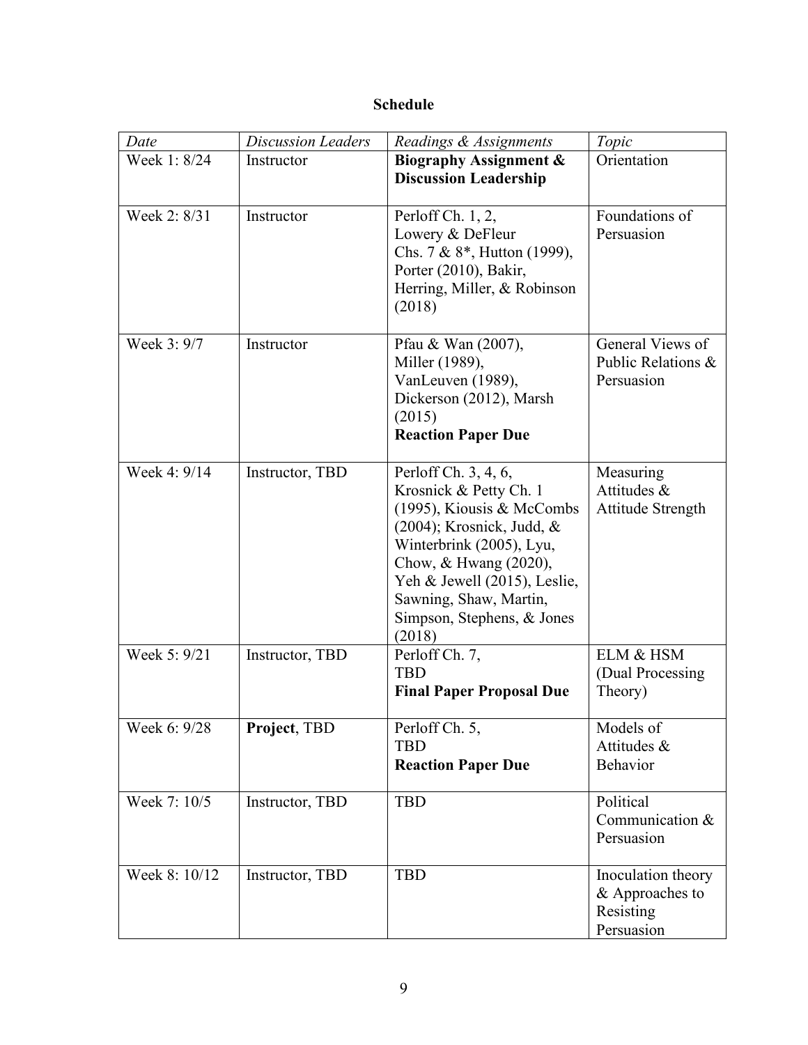# Schedule

| *Date* | *Discussion Leaders* | *Readings & Assignments* | *Topic* |
|---|---|---|---|
| Week 1: 8/24 | Instructor | **Biography Assignment & Discussion Leadership** | Orientation |
| Week 2: 8/31 | Instructor | Perloff Ch. 1, 2, Lowery & DeFleur Chs. 7 & 8*, Hutton (1999), Porter (2010), Bakir, Herring, Miller, & Robinson (2018) | Foundations of Persuasion |
| Week 3: 9/7 | Instructor | Pfau & Wan (2007), Miller (1989), VanLeuven (1989), Dickerson (2012), Marsh (2015) **Reaction Paper Due** | General Views of Public Relations & Persuasion |
| Week 4: 9/14 | Instructor, TBD | Perloff Ch. 3, 4, 6, Krosnick & Petty Ch. 1 (1995), Kiousis & McCombs (2004); Krosnick, Judd, & Winterbrink (2005), Lyu, Chow, & Hwang (2020), Yeh & Jewell (2015), Leslie, Sawning, Shaw, Martin, Simpson, Stephens, & Jones (2018) | Measuring Attitudes & Attitude Strength |
| Week 5: 9/21 | Instructor, TBD | Perloff Ch. 7, TBD **Final Paper Proposal Due** | ELM & HSM (Dual Processing Theory) |
| Week 6: 9/28 | **Project**, TBD | Perloff Ch. 5, TBD **Reaction Paper Due** | Models of Attitudes & Behavior |
| Week 7: 10/5 | Instructor, TBD | TBD | Political Communication & Persuasion |
| Week 8: 10/12 | Instructor, TBD | TBD | Inoculation theory & Approaches to Resisting Persuasion |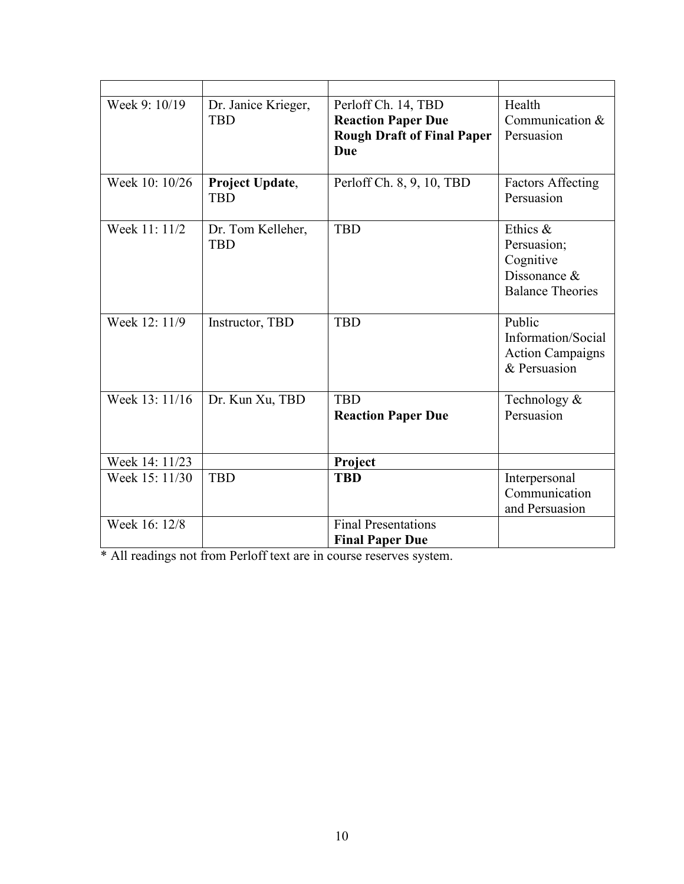| | | | |
|---|---|---|---|
| Week 9: 10/19 | Dr. Janice Krieger, TBD | Perloff Ch. 14, TBD<br>**Reaction Paper Due**<br>**Rough Draft of Final Paper Due** | Health Communication & Persuasion |
| Week 10: 10/26 | **Project Update**, TBD | Perloff Ch. 8, 9, 10, TBD | Factors Affecting Persuasion |
| Week 11: 11/2 | Dr. Tom Kelleher, TBD | TBD | Ethics & Persuasion; Cognitive Dissonance & Balance Theories |
| Week 12: 11/9 | Instructor, TBD | TBD | Public Information/Social Action Campaigns & Persuasion |
| Week 13: 11/16 | Dr. Kun Xu, TBD | TBD<br>**Reaction Paper Due** | Technology & Persuasion |
| Week 14: 11/23 | | **Project** | |
| Week 15: 11/30 | TBD | **TBD** | Interpersonal Communication and Persuasion |
| Week 16: 12/8 | | Final Presentations<br>**Final Paper Due** | |

* All readings not from Perloff text are in course reserves system.